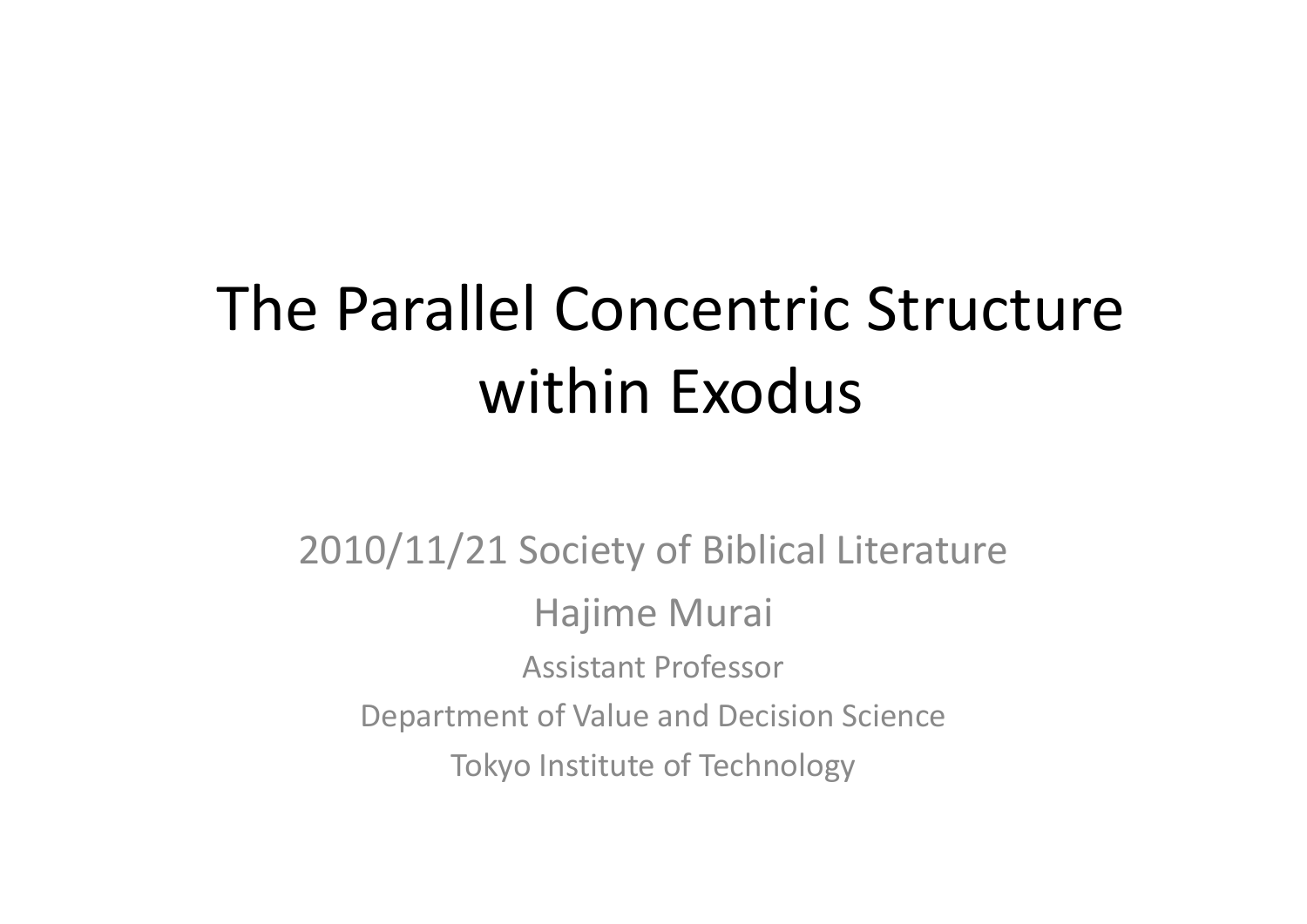# The Parallel Concentric Structure within Exodus

2010/11/21 Society of Biblical Literature

Hajime Murai

Assistant Professor

Department of Value and Decision Science

Tokyo Institute of Technology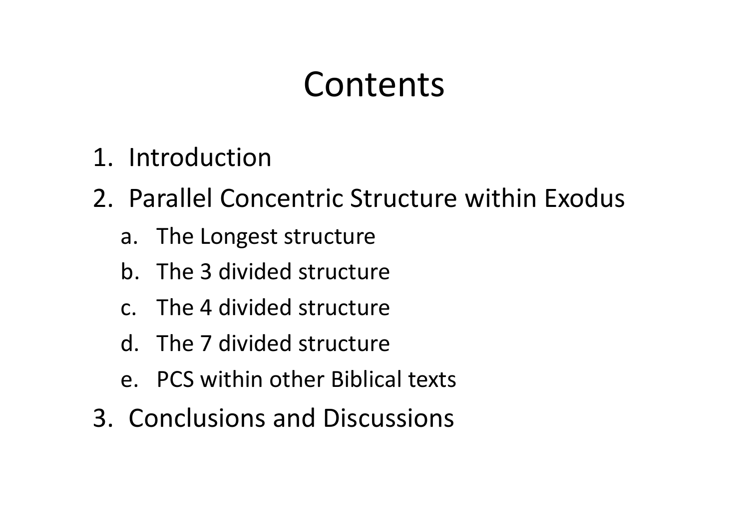# Contents

1. Introduction
2. Parallel Concentric Structure within Exodus
   a. The Longest structure
   b. The 3 divided structure
   c. The 4 divided structure
   d. The 7 divided structure
   e. PCS within other Biblical texts
3. Conclusions and Discussions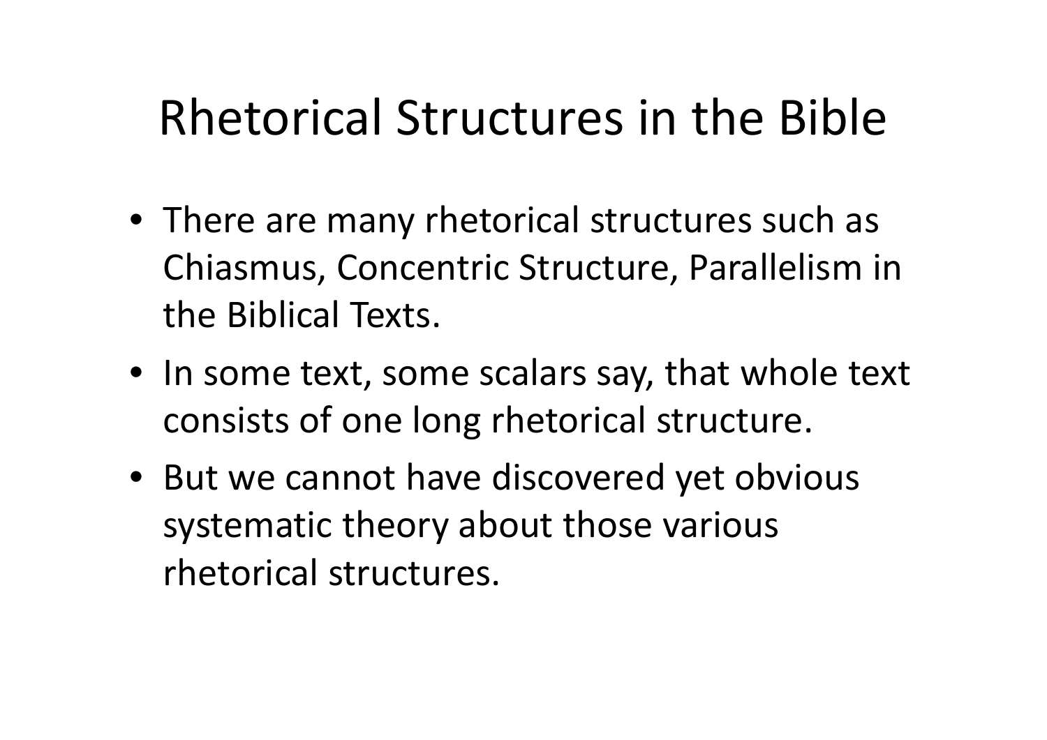# Rhetorical Structures in the Bible

- There are many rhetorical structures such as Chiasmus, Concentric Structure, Parallelism in the Biblical Texts.
- In some text, some scalars say, that whole text consists of one long rhetorical structure.
- But we cannot have discovered yet obvious systematic theory about those various rhetorical structures.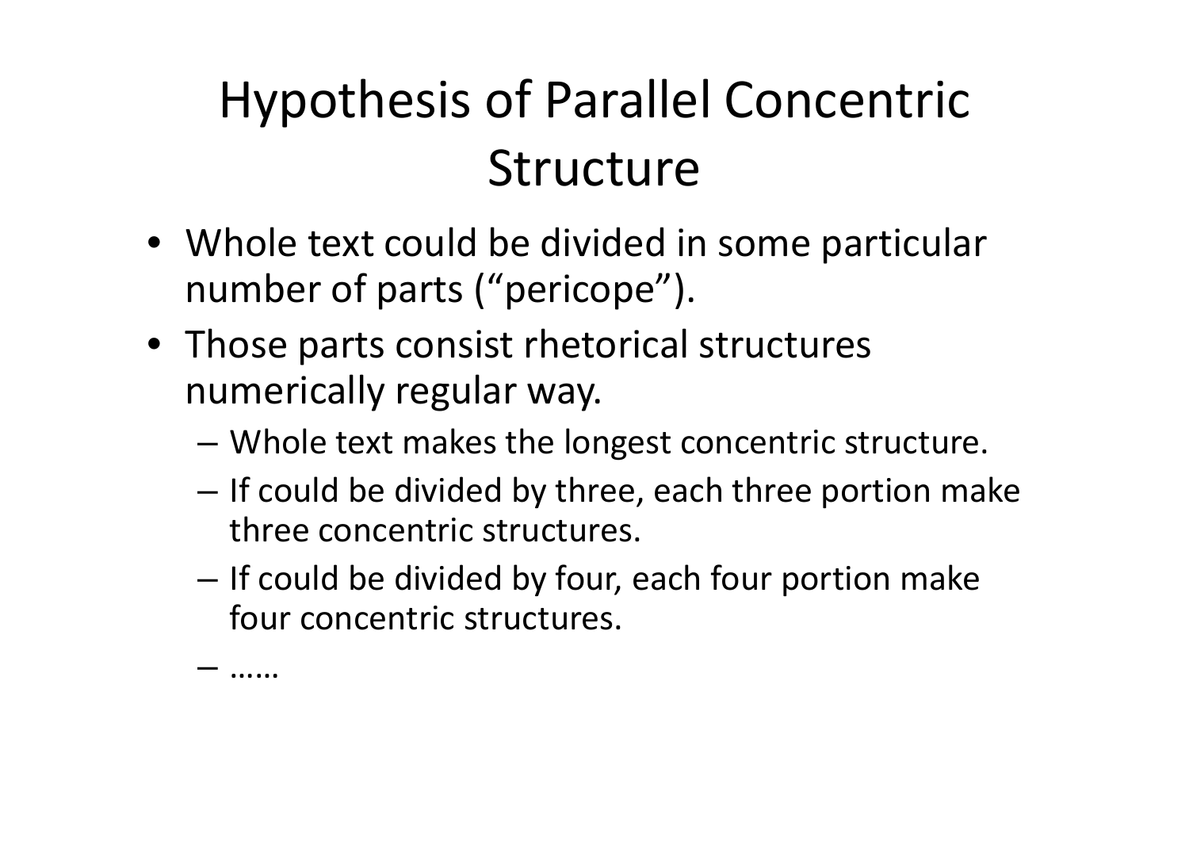# Hypothesis of Parallel Concentric Structure

- Whole text could be divided in some particular number of parts ("pericope").
- Those parts consist rhetorical structures numerically regular way.
  - Whole text makes the longest concentric structure.
  - If could be divided by three, each three portion make three concentric structures.
  - If could be divided by four, each four portion make four concentric structures.
  - ……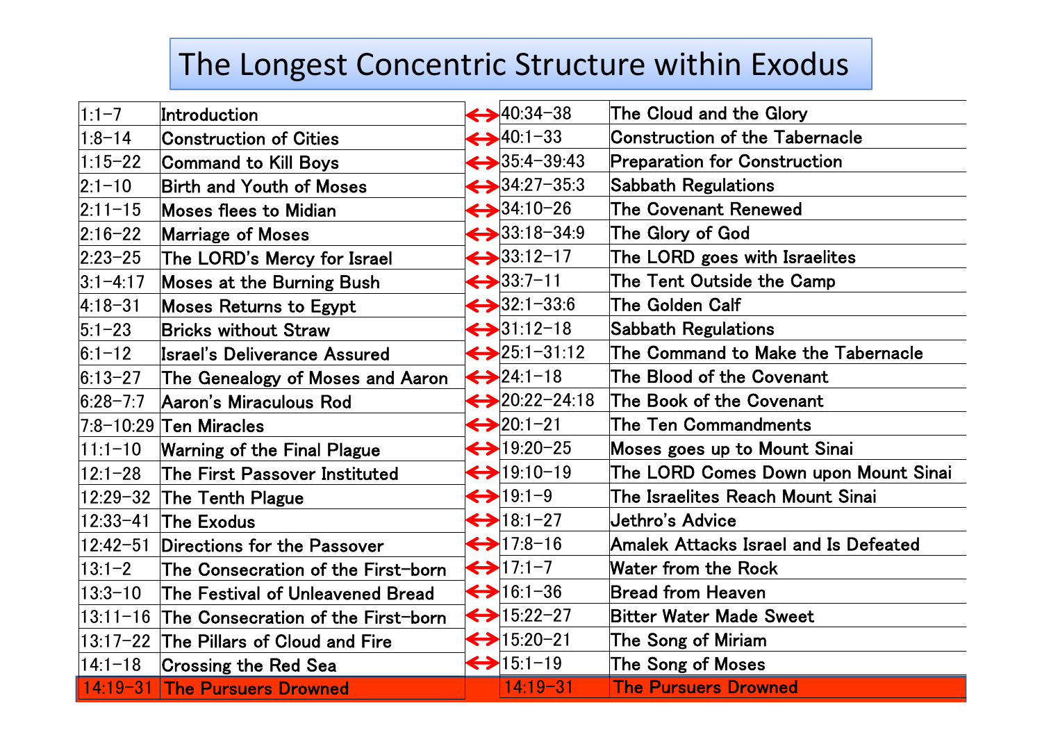# The Longest Concentric Structure within Exodus

| | | | | |
|---|---|---|---|---|
| 1:1–7 | Introduction | ↔ | 40:34–38 | The Cloud and the Glory |
| 1:8–14 | Construction of Cities | ↔ | 40:1–33 | Construction of the Tabernacle |
| 1:15–22 | Command to Kill Boys | ↔ | 35:4–39:43 | Preparation for Construction |
| 2:1–10 | Birth and Youth of Moses | ↔ | 34:27–35:3 | Sabbath Regulations |
| 2:11–15 | Moses flees to Midian | ↔ | 34:10–26 | The Covenant Renewed |
| 2:16–22 | Marriage of Moses | ↔ | 33:18–34:9 | The Glory of God |
| 2:23–25 | The LORD's Mercy for Israel | ↔ | 33:12–17 | The LORD goes with Israelites |
| 3:1–4:17 | Moses at the Burning Bush | ↔ | 33:7–11 | The Tent Outside the Camp |
| 4:18–31 | Moses Returns to Egypt | ↔ | 32:1–33:6 | The Golden Calf |
| 5:1–23 | Bricks without Straw | ↔ | 31:12–18 | Sabbath Regulations |
| 6:1–12 | Israel's Deliverance Assured | ↔ | 25:1–31:12 | The Command to Make the Tabernacle |
| 6:13–27 | The Genealogy of Moses and Aaron | ↔ | 24:1–18 | The Blood of the Covenant |
| 6:28–7:7 | Aaron's Miraculous Rod | ↔ | 20:22–24:18 | The Book of the Covenant |
| 7:8–10:29 | Ten Miracles | ↔ | 20:1–21 | The Ten Commandments |
| 11:1–10 | Warning of the Final Plague | ↔ | 19:20–25 | Moses goes up to Mount Sinai |
| 12:1–28 | The First Passover Instituted | ↔ | 19:10–19 | The LORD Comes Down upon Mount Sinai |
| 12:29–32 | The Tenth Plague | ↔ | 19:1–9 | The Israelites Reach Mount Sinai |
| 12:33–41 | The Exodus | ↔ | 18:1–27 | Jethro's Advice |
| 12:42–51 | Directions for the Passover | ↔ | 17:8–16 | Amalek Attacks Israel and Is Defeated |
| 13:1–2 | The Consecration of the First-born | ↔ | 17:1–7 | Water from the Rock |
| 13:3–10 | The Festival of Unleavened Bread | ↔ | 16:1–36 | Bread from Heaven |
| 13:11–16 | The Consecration of the First-born | ↔ | 15:22–27 | Bitter Water Made Sweet |
| 13:17–22 | The Pillars of Cloud and Fire | ↔ | 15:20–21 | The Song of Miriam |
| 14:1–18 | Crossing the Red Sea | ↔ | 15:1–19 | The Song of Moses |
| 14:19–31 | The Pursuers Drowned | | 14:19–31 | The Pursuers Drowned |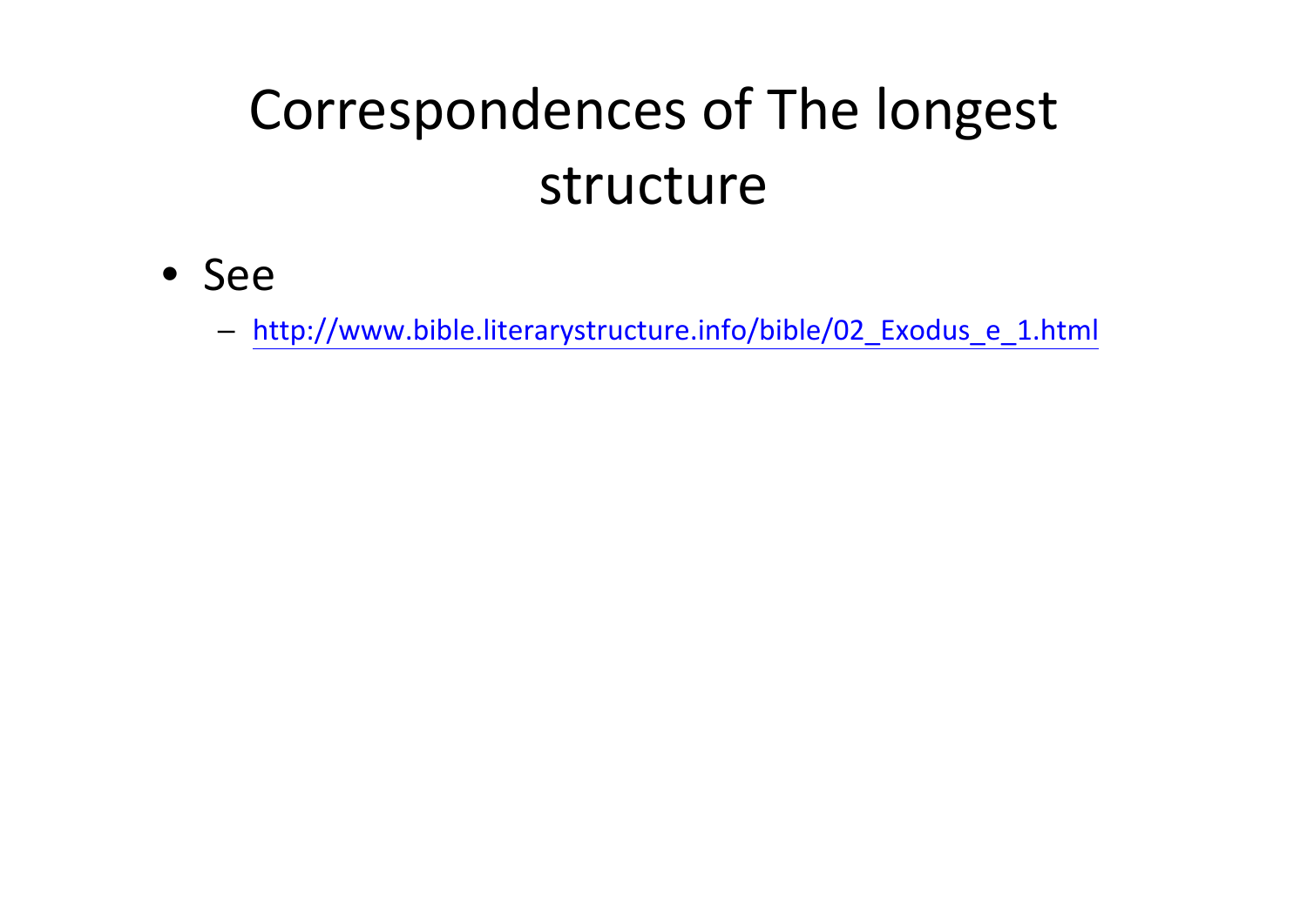# Correspondences of The longest structure

- See
  - http://www.bible.literarystructure.info/bible/02_Exodus_e_1.html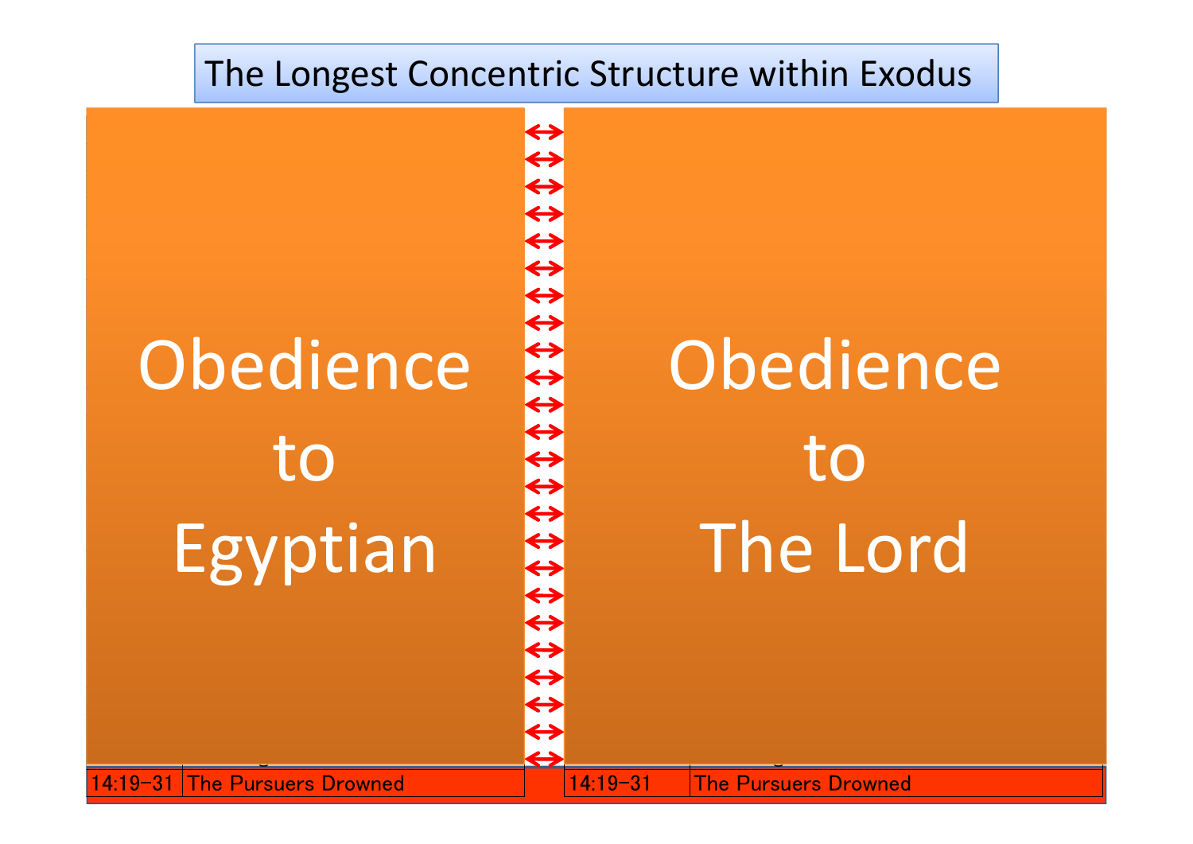# The Longest Concentric Structure within Exodus

| Obedience to Egyptian | | ↔ | Obedience to The Lord | |
|---|---|---|---|---|
| 14:19-31 | The Pursuers Drowned | | 14:19-31 | The Pursuers Drowned |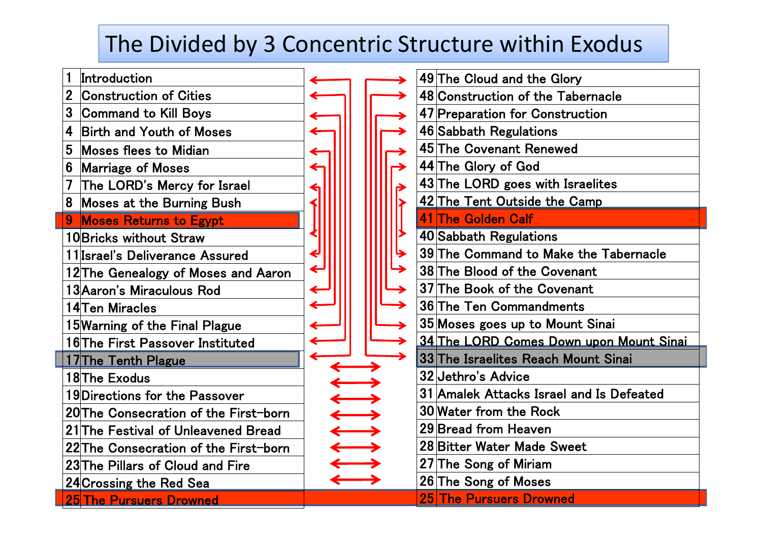# The Divided by 3 Concentric Structure within Exodus

| # | Left | # | Right |
|---|---|---|---|
| 1 | Introduction | 49 | The Cloud and the Glory |
| 2 | Construction of Cities | 48 | Construction of the Tabernacle |
| 3 | Command to Kill Boys | 47 | Preparation for Construction |
| 4 | Birth and Youth of Moses | 46 | Sabbath Regulations |
| 5 | Moses flees to Midian | 45 | The Covenant Renewed |
| 6 | Marriage of Moses | 44 | The Glory of God |
| 7 | The LORD's Mercy for Israel | 43 | The LORD goes with Israelites |
| 8 | Moses at the Burning Bush | 42 | The Tent Outside the Camp |
| 9 | Moses Returns to Egypt | 41 | The Golden Calf |
| 10 | Bricks without Straw | 40 | Sabbath Regulations |
| 11 | Israel's Deliverance Assured | 39 | The Command to Make the Tabernacle |
| 12 | The Genealogy of Moses and Aaron | 38 | The Blood of the Covenant |
| 13 | Aaron's Miraculous Rod | 37 | The Book of the Covenant |
| 14 | Ten Miracles | 36 | The Ten Commandments |
| 15 | Warning of the Final Plague | 35 | Moses goes up to Mount Sinai |
| 16 | The First Passover Instituted | 34 | The LORD Comes Down upon Mount Sinai |
| 17 | The Tenth Plague | 33 | The Israelites Reach Mount Sinai |
| 18 | The Exodus | 32 | Jethro's Advice |
| 19 | Directions for the Passover | 31 | Amalek Attacks Israel and Is Defeated |
| 20 | The Consecration of the First-born | 30 | Water from the Rock |
| 21 | The Festival of Unleavened Bread | 29 | Bread from Heaven |
| 22 | The Consecration of the First-born | 28 | Bitter Water Made Sweet |
| 23 | The Pillars of Cloud and Fire | 27 | The Song of Miriam |
| 24 | Crossing the Red Sea | 26 | The Song of Moses |
| 25 | The Pursuers Drowned | 25 | The Pursuers Drowned |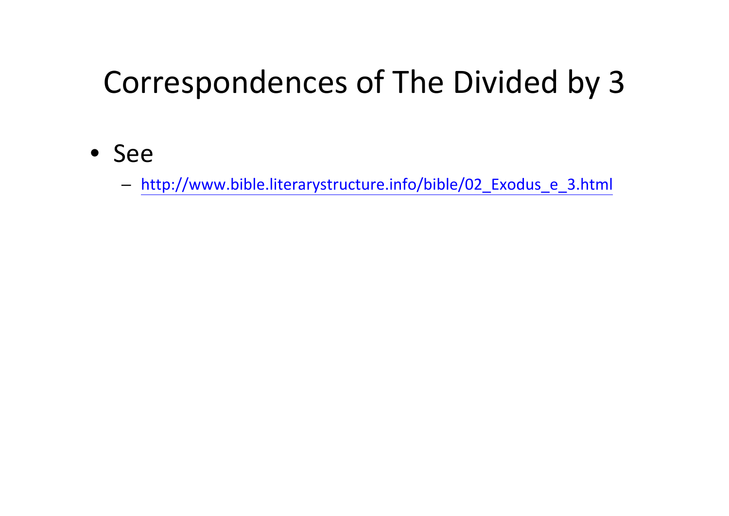# Correspondences of The Divided by 3

- See
  - http://www.bible.literarystructure.info/bible/02_Exodus_e_3.html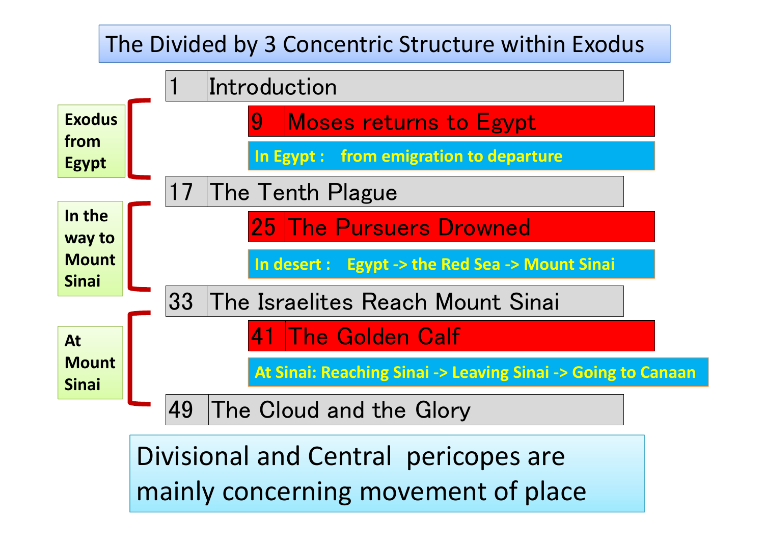# The Divided by 3 Concentric Structure within Exodus

| Section | No. | Pericope |
|---|---|---|
| | 1 | Introduction |
| Exodus from Egypt | 9 | Moses returns to Egypt |
| | | In Egypt : from emigration to departure |
| | 17 | The Tenth Plague |
| In the way to Mount Sinai | 25 | The Pursuers Drowned |
| | | In desert : Egypt -> the Red Sea -> Mount Sinai |
| | 33 | The Israelites Reach Mount Sinai |
| At Mount Sinai | 41 | The Golden Calf |
| | | At Sinai: Reaching Sinai -> Leaving Sinai -> Going to Canaan |
| | 49 | The Cloud and the Glory |

Divisional and Central pericopes are mainly concerning movement of place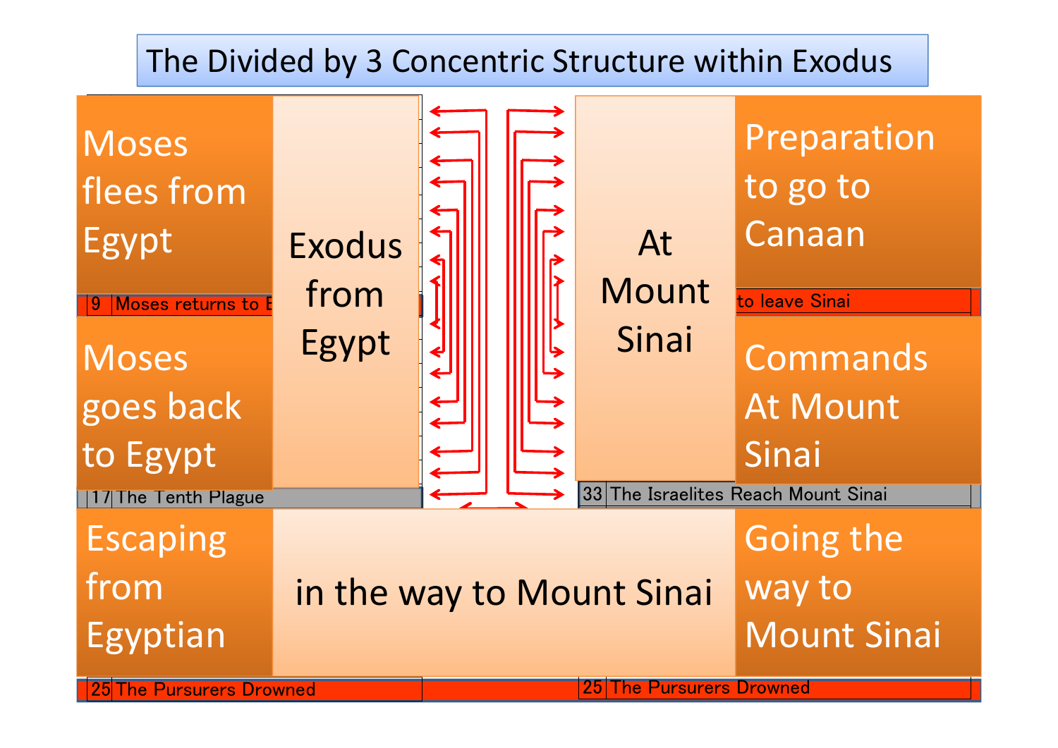# The Divided by 3 Concentric Structure within Exodus

| | | | |
|---|---|---|---|
| Moses flees from Egypt | Exodus from Egypt | At Mount Sinai | Preparation to go to Canaan |
| 9 Moses returns to E | | | to leave Sinai |
| Moses goes back to Egypt | | | Commands At Mount Sinai |
| 17 The Tenth Plague | | 33 The Israelites Reach Mount Sinai | |
| Escaping from Egyptian | in the way to Mount Sinai | | Going the way to Mount Sinai |
| 25 The Pursurers Drowned | | 25 The Pursurers Drowned | |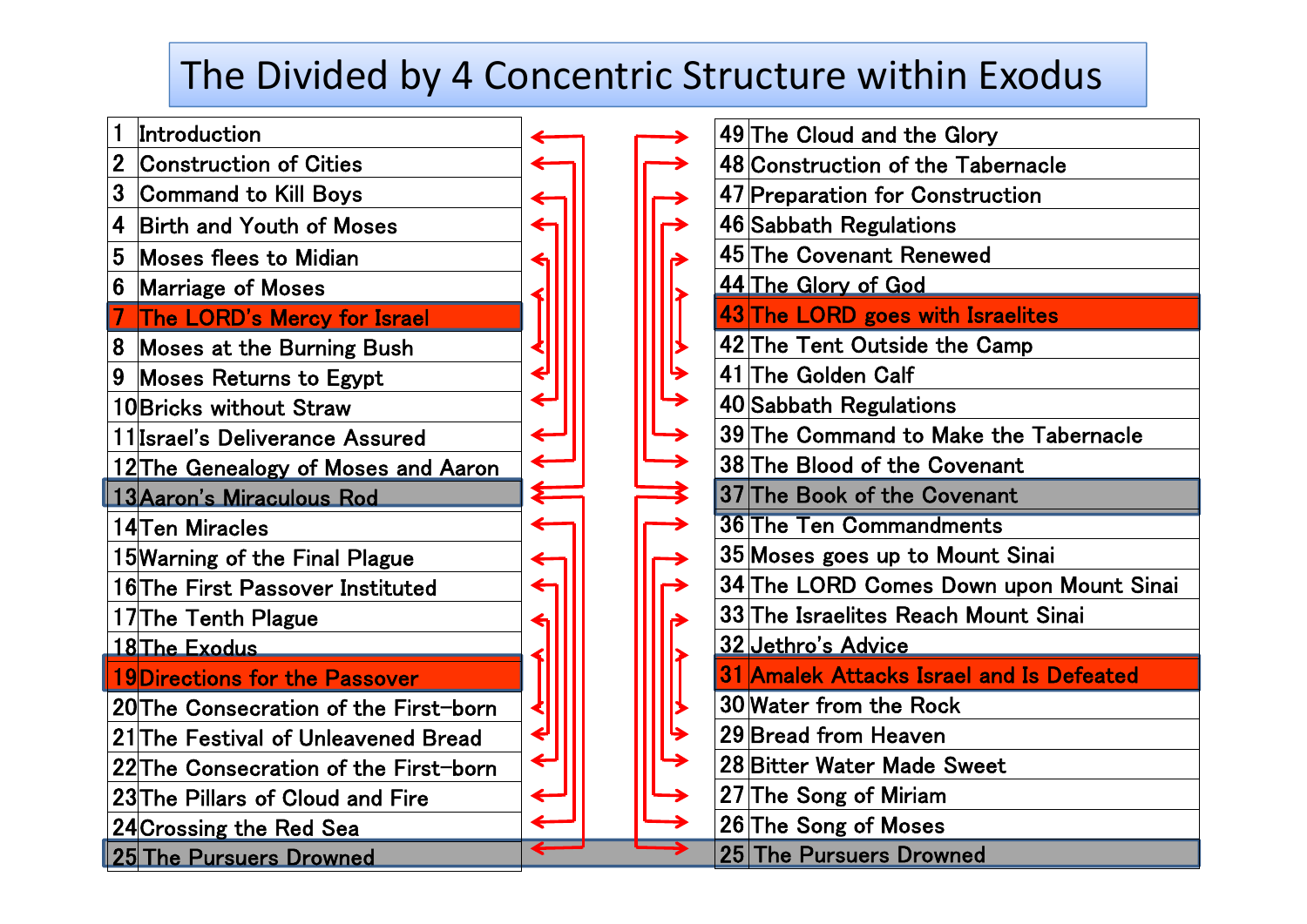# The Divided by 4 Concentric Structure within Exodus

| No. | Section | No. | Section |
|---|---|---|---|
| 1 | Introduction | 49 | The Cloud and the Glory |
| 2 | Construction of Cities | 48 | Construction of the Tabernacle |
| 3 | Command to Kill Boys | 47 | Preparation for Construction |
| 4 | Birth and Youth of Moses | 46 | Sabbath Regulations |
| 5 | Moses flees to Midian | 45 | The Covenant Renewed |
| 6 | Marriage of Moses | 44 | The Glory of God |
| 7 | The LORD's Mercy for Israel | 43 | The LORD goes with Israelites |
| 8 | Moses at the Burning Bush | 42 | The Tent Outside the Camp |
| 9 | Moses Returns to Egypt | 41 | The Golden Calf |
| 10 | Bricks without Straw | 40 | Sabbath Regulations |
| 11 | Israel's Deliverance Assured | 39 | The Command to Make the Tabernacle |
| 12 | The Genealogy of Moses and Aaron | 38 | The Blood of the Covenant |
| 13 | Aaron's Miraculous Rod | 37 | The Book of the Covenant |
| 14 | Ten Miracles | 36 | The Ten Commandments |
| 15 | Warning of the Final Plague | 35 | Moses goes up to Mount Sinai |
| 16 | The First Passover Instituted | 34 | The LORD Comes Down upon Mount Sinai |
| 17 | The Tenth Plague | 33 | The Israelites Reach Mount Sinai |
| 18 | The Exodus | 32 | Jethro's Advice |
| 19 | Directions for the Passover | 31 | Amalek Attacks Israel and Is Defeated |
| 20 | The Consecration of the First-born | 30 | Water from the Rock |
| 21 | The Festival of Unleavened Bread | 29 | Bread from Heaven |
| 22 | The Consecration of the First-born | 28 | Bitter Water Made Sweet |
| 23 | The Pillars of Cloud and Fire | 27 | The Song of Miriam |
| 24 | Crossing the Red Sea | 26 | The Song of Moses |
| 25 | The Pursuers Drowned | 25 | The Pursuers Drowned |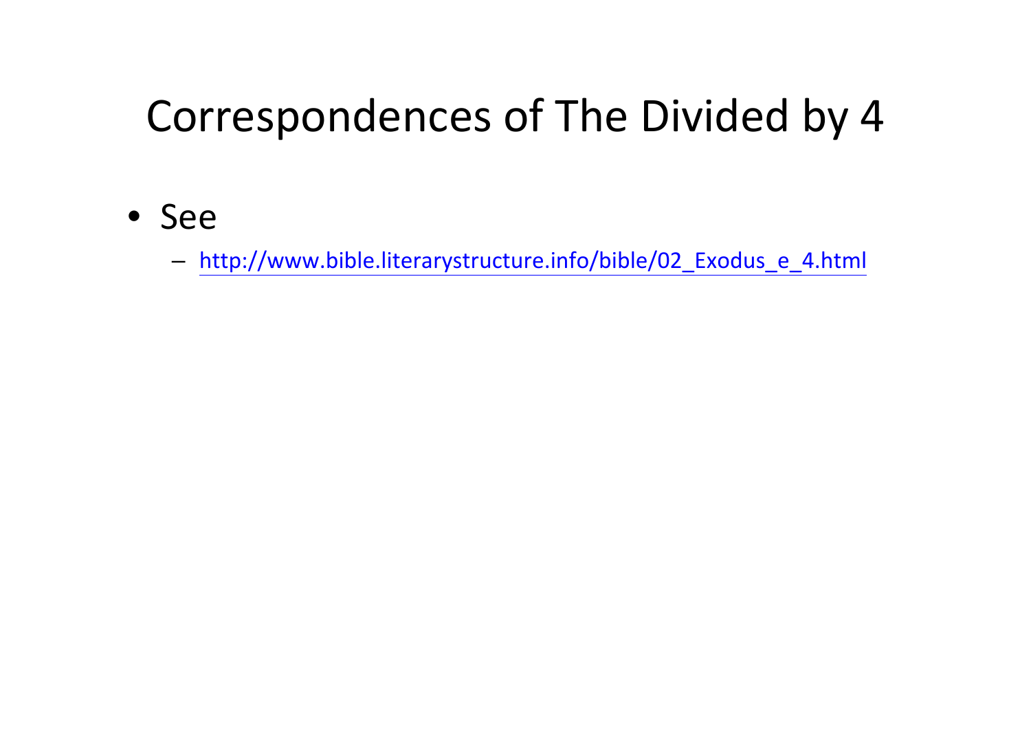# Correspondences of The Divided by 4

- See
  - http://www.bible.literarystructure.info/bible/02_Exodus_e_4.html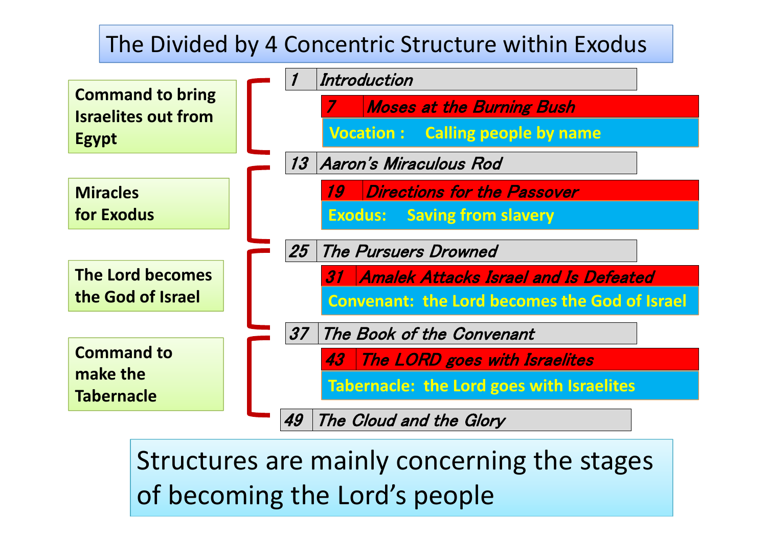# The Divided by 4 Concentric Structure within Exodus

**Command to bring Israelites out from Egypt**

- *1 Introduction*
  - *7 Moses at the Burning Bush*
  - **Vocation : Calling people by name**

**Miracles for Exodus**

- *13 Aaron's Miraculous Rod*
  - *19 Directions for the Passover*
  - **Exodus: Saving from slavery**

**The Lord becomes the God of Israel**

- *25 The Pursuers Drowned*
  - *31 Amalek Attacks Israel and Is Defeated*
  - **Convenant: the Lord becomes the God of Israel**

**Command to make the Tabernacle**

- *37 The Book of the Convenant*
  - *43 The LORD goes with Israelites*
  - **Tabernacle: the Lord goes with Israelites**
- *49 The Cloud and the Glory*

Structures are mainly concerning the stages of becoming the Lord's people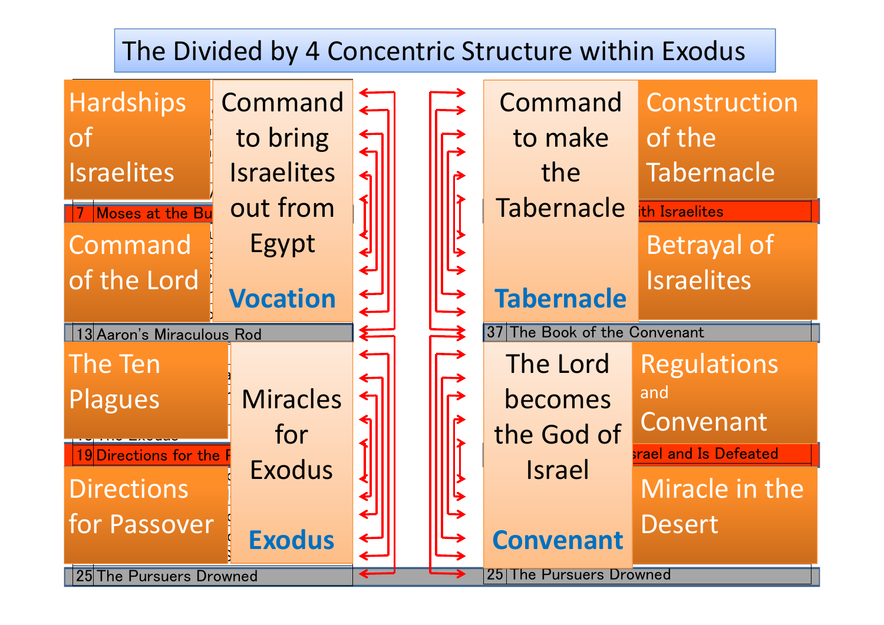# The Divided by 4 Concentric Structure within Exodus

**Hardships of Israelites**

**Command to bring Israelites out from Egypt**

7 Moses at the Bu

**Command of the Lord**

**Vocation**

13 Aaron's Miraculous Rod

**The Ten Plagues**

**Miracles for Exodus**

19 Directions for the P

**Directions for Passover**

**Exodus**

25 The Pursuers Drowned

**Command to make the Tabernacle**

**Construction of the Tabernacle**

ith Israelites

**Betrayal of Israelites**

**Tabernacle**

37 The Book of the Convenant

**The Lord becomes the God of Israel**

**Regulations and Convenant**

srael and Is Defeated

**Miracle in the Desert**

**Convenant**

25 The Pursuers Drowned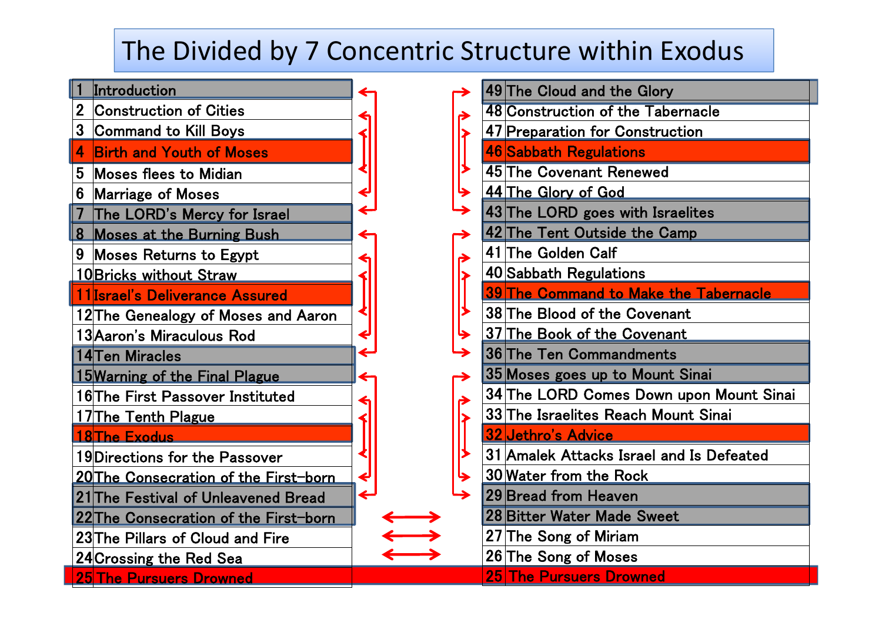# The Divided by 7 Concentric Structure within Exodus

| No. | Section | No. | Section |
|---|---|---|---|
| 1 | Introduction | 49 | The Cloud and the Glory |
| 2 | Construction of Cities | 48 | Construction of the Tabernacle |
| 3 | Command to Kill Boys | 47 | Preparation for Construction |
| 4 | Birth and Youth of Moses | 46 | Sabbath Regulations |
| 5 | Moses flees to Midian | 45 | The Covenant Renewed |
| 6 | Marriage of Moses | 44 | The Glory of God |
| 7 | The LORD's Mercy for Israel | 43 | The LORD goes with Israelites |
| 8 | Moses at the Burning Bush | 42 | The Tent Outside the Camp |
| 9 | Moses Returns to Egypt | 41 | The Golden Calf |
| 10 | Bricks without Straw | 40 | Sabbath Regulations |
| 11 | Israel's Deliverance Assured | 39 | The Command to Make the Tabernacle |
| 12 | The Genealogy of Moses and Aaron | 38 | The Blood of the Covenant |
| 13 | Aaron's Miraculous Rod | 37 | The Book of the Covenant |
| 14 | Ten Miracles | 36 | The Ten Commandments |
| 15 | Warning of the Final Plague | 35 | Moses goes up to Mount Sinai |
| 16 | The First Passover Instituted | 34 | The LORD Comes Down upon Mount Sinai |
| 17 | The Tenth Plague | 33 | The Israelites Reach Mount Sinai |
| 18 | The Exodus | 32 | Jethro's Advice |
| 19 | Directions for the Passover | 31 | Amalek Attacks Israel and Is Defeated |
| 20 | The Consecration of the First-born | 30 | Water from the Rock |
| 21 | The Festival of Unleavened Bread | 29 | Bread from Heaven |
| 22 | The Consecration of the First-born | 28 | Bitter Water Made Sweet |
| 23 | The Pillars of Cloud and Fire | 27 | The Song of Miriam |
| 24 | Crossing the Red Sea | 26 | The Song of Moses |
| 25 | The Pursuers Drowned | 25 | The Pursuers Drowned |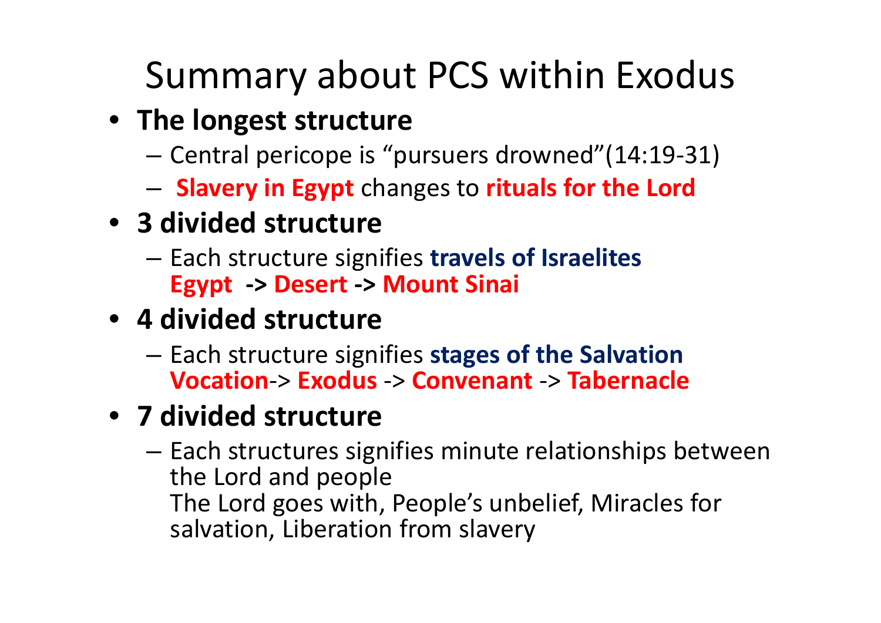# Summary about PCS within Exodus

- **The longest structure**
  - Central pericope is "pursuers drowned"(14:19-31)
  - **Slavery in Egypt** changes to **rituals for the Lord**
- **3 divided structure**
  - Each structure signifies **travels of Israelites**
    **Egypt -> Desert -> Mount Sinai**
- **4 divided structure**
  - Each structure signifies **stages of the Salvation**
    **Vocation**-> **Exodus** -> **Convenant** -> **Tabernacle**
- **7 divided structure**
  - Each structures signifies minute relationships between the Lord and people
    The Lord goes with, People's unbelief, Miracles for salvation, Liberation from slavery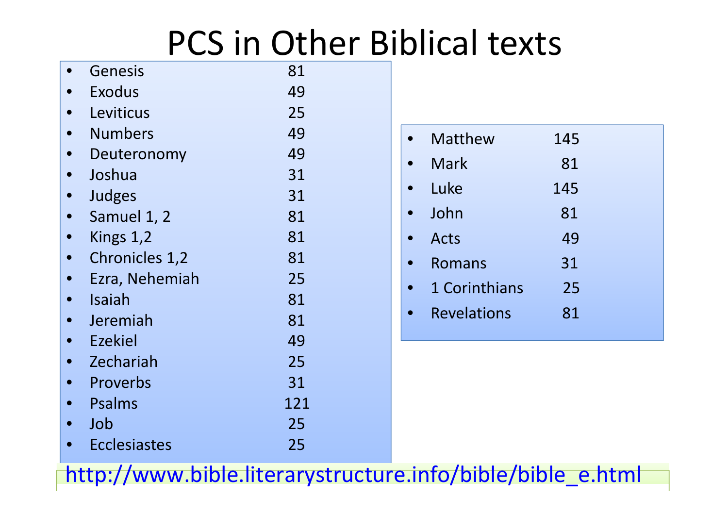# PCS in Other Biblical texts

- Genesis 81
- Exodus 49
- Leviticus 25
- Numbers 49
- Deuteronomy 49
- Joshua 31
- Judges 31
- Samuel 1, 2 81
- Kings 1,2 81
- Chronicles 1,2 81
- Ezra, Nehemiah 25
- Isaiah 81
- Jeremiah 81
- Ezekiel 49
- Zechariah 25
- Proverbs 31
- Psalms 121
- Job 25
- Ecclesiastes 25

- Matthew 145
- Mark 81
- Luke 145
- John 81
- Acts 49
- Romans 31
- 1 Corinthians 25
- Revelations 81

http://www.bible.literarystructure.info/bible/bible_e.html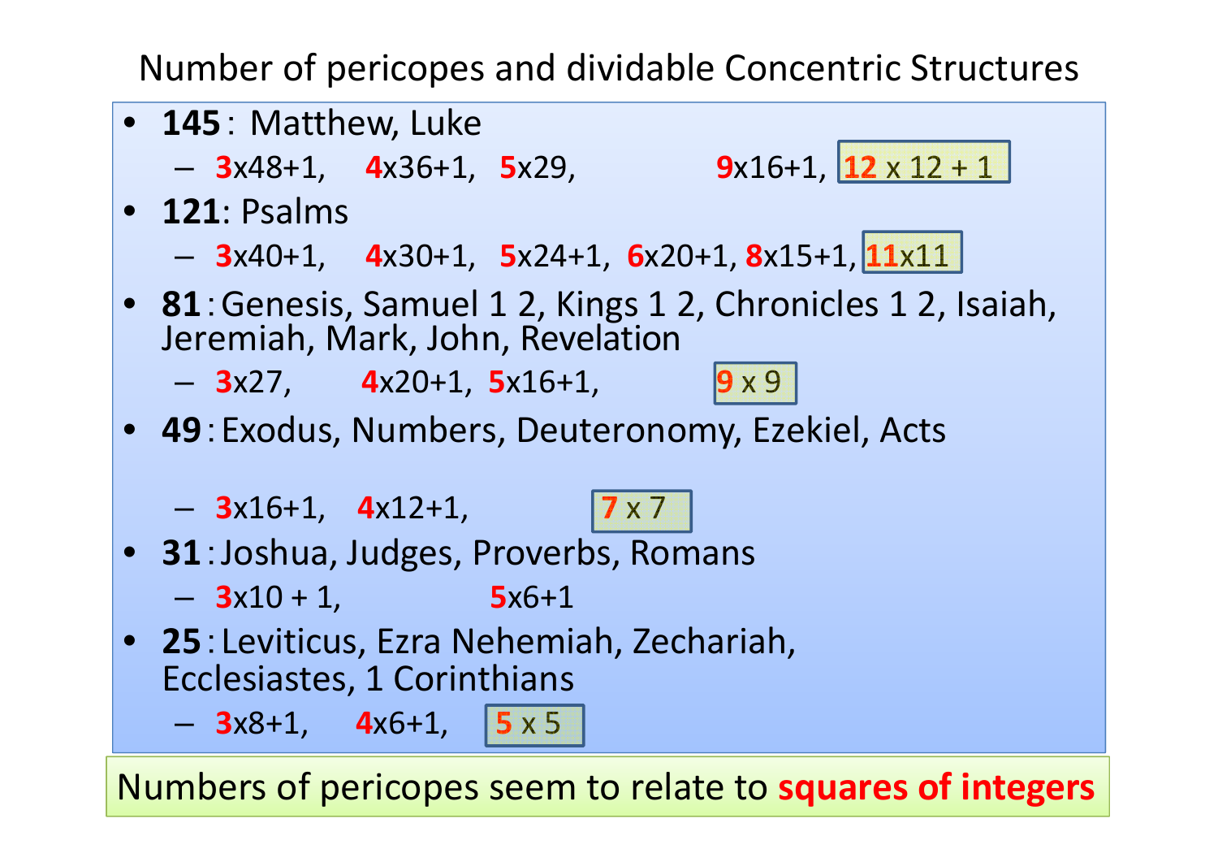# Number of pericopes and dividable Concentric Structures

- **145** : Matthew, Luke
  - 3x48+1, 4x36+1, 5x29, 9x16+1, 12 x 12 + 1
- **121**: Psalms
  - 3x40+1, 4x30+1, 5x24+1, 6x20+1, 8x15+1, 11x11
- **81** : Genesis, Samuel 1 2, Kings 1 2, Chronicles 1 2, Isaiah, Jeremiah, Mark, John, Revelation
  - 3x27, 4x20+1, 5x16+1, 9 x 9
- **49** : Exodus, Numbers, Deuteronomy, Ezekiel, Acts
  - 3x16+1, 4x12+1, 7 x 7
- **31** : Joshua, Judges, Proverbs, Romans
  - 3x10 + 1, 5x6+1
- **25** : Leviticus, Ezra Nehemiah, Zechariah, Ecclesiastes, 1 Corinthians
  - 3x8+1, 4x6+1, 5 x 5

Numbers of pericopes seem to relate to **squares of integers**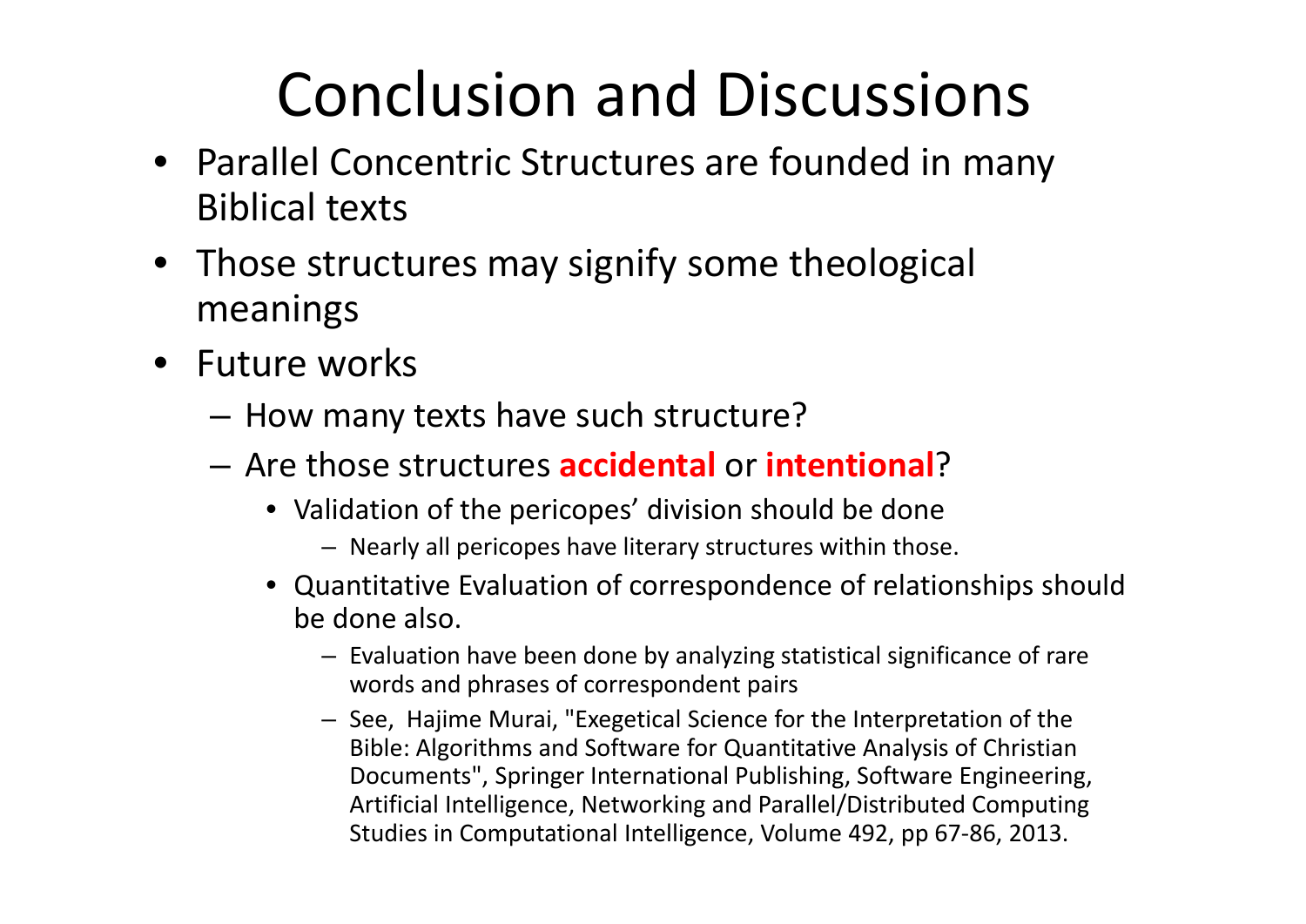# Conclusion and Discussions

- Parallel Concentric Structures are founded in many Biblical texts
- Those structures may signify some theological meanings
- Future works
  - How many texts have such structure?
  - Are those structures **accidental** or **intentional**?
    - Validation of the pericopes' division should be done
      - Nearly all pericopes have literary structures within those.
    - Quantitative Evaluation of correspondence of relationships should be done also.
      - Evaluation have been done by analyzing statistical significance of rare words and phrases of correspondent pairs
      - See, Hajime Murai, "Exegetical Science for the Interpretation of the Bible: Algorithms and Software for Quantitative Analysis of Christian Documents", Springer International Publishing, Software Engineering, Artificial Intelligence, Networking and Parallel/Distributed Computing Studies in Computational Intelligence, Volume 492, pp 67-86, 2013.